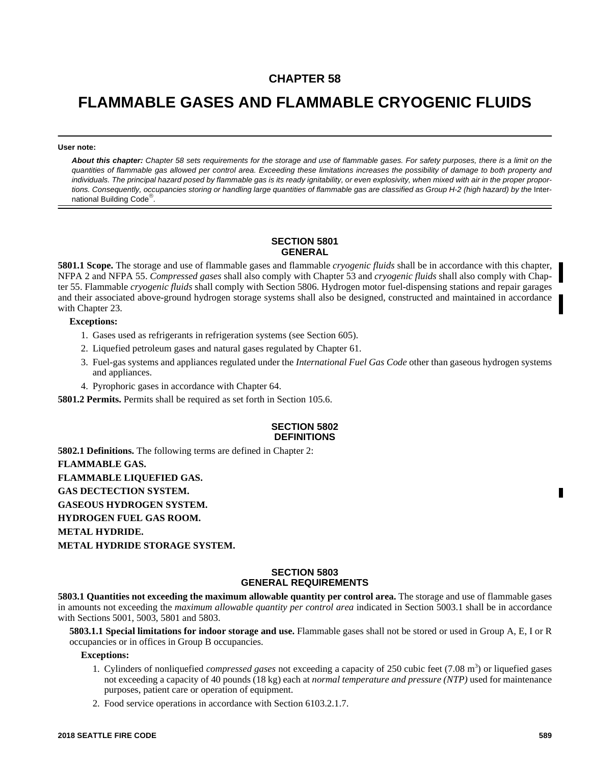# CHAPTER 58

# FLAMMABLE GASES AND FLAMMABLE CRYOGENIC FLUIDS

**User note:**

***About this chapter:*** *Chapter 58 sets requirements for the storage and use of flammable gases. For safety purposes, there is a limit on the quantities of flammable gas allowed per control area. Exceeding these limitations increases the possibility of damage to both property and individuals. The principal hazard posed by flammable gas is its ready ignitability, or even explosivity, when mixed with air in the proper proportions. Consequently, occupancies storing or handling large quantities of flammable gas are classified as Group H-2 (high hazard) by the* International Building Code®.

## SECTION 5801 GENERAL

**5801.1 Scope.** The storage and use of flammable gases and flammable *cryogenic fluids* shall be in accordance with this chapter, NFPA 2 and NFPA 55. *Compressed gases* shall also comply with Chapter 53 and *cryogenic fluids* shall also comply with Chapter 55. Flammable *cryogenic fluids* shall comply with Section 5806. Hydrogen motor fuel-dispensing stations and repair garages and their associated above-ground hydrogen storage systems shall also be designed, constructed and maintained in accordance with Chapter 23.

**Exceptions:**

1. Gases used as refrigerants in refrigeration systems (see Section 605).
2. Liquefied petroleum gases and natural gases regulated by Chapter 61.
3. Fuel-gas systems and appliances regulated under the *International Fuel Gas Code* other than gaseous hydrogen systems and appliances.
4. Pyrophoric gases in accordance with Chapter 64.

**5801.2 Permits.** Permits shall be required as set forth in Section 105.6.

## SECTION 5802 DEFINITIONS

**5802.1 Definitions.** The following terms are defined in Chapter 2:

**FLAMMABLE GAS.**

**FLAMMABLE LIQUEFIED GAS.**

**GAS DECTECTION SYSTEM.**

**GASEOUS HYDROGEN SYSTEM.**

**HYDROGEN FUEL GAS ROOM.**

**METAL HYDRIDE.**

**METAL HYDRIDE STORAGE SYSTEM.**

## SECTION 5803 GENERAL REQUIREMENTS

**5803.1 Quantities not exceeding the maximum allowable quantity per control area.** The storage and use of flammable gases in amounts not exceeding the *maximum allowable quantity per control area* indicated in Section 5003.1 shall be in accordance with Sections 5001, 5003, 5801 and 5803.

**5803.1.1 Special limitations for indoor storage and use.** Flammable gases shall not be stored or used in Group A, E, I or R occupancies or in offices in Group B occupancies.

**Exceptions:**

1. Cylinders of nonliquefied *compressed gases* not exceeding a capacity of 250 cubic feet (7.08 m$^3$) or liquefied gases not exceeding a capacity of 40 pounds (18 kg) each at *normal temperature and pressure (NTP)* used for maintenance purposes, patient care or operation of equipment.
2. Food service operations in accordance with Section 6103.2.1.7.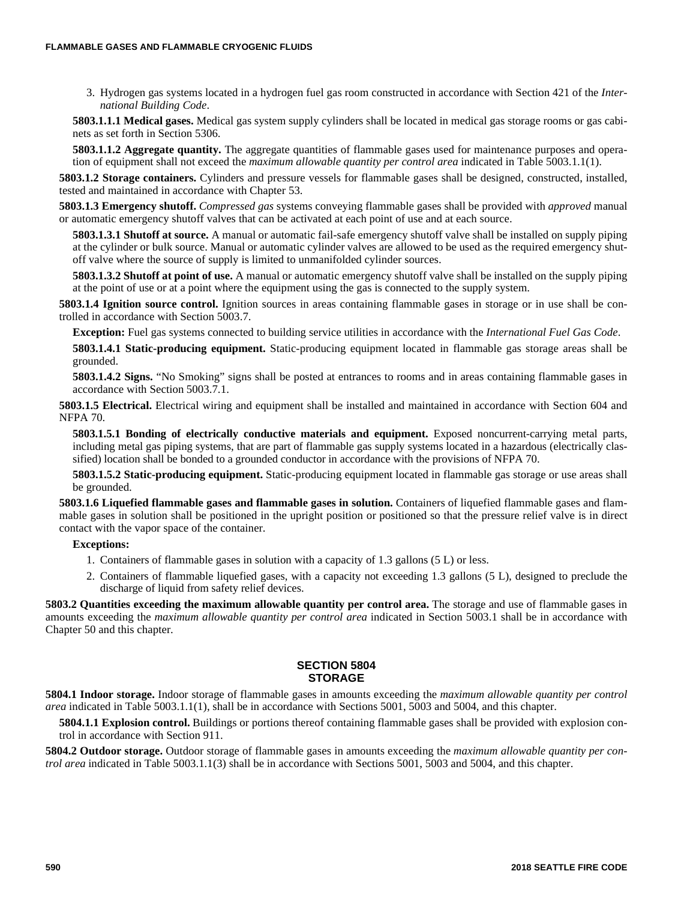3. Hydrogen gas systems located in a hydrogen fuel gas room constructed in accordance with Section 421 of the *International Building Code*.

**5803.1.1.1 Medical gases.** Medical gas system supply cylinders shall be located in medical gas storage rooms or gas cabinets as set forth in Section 5306.

**5803.1.1.2 Aggregate quantity.** The aggregate quantities of flammable gases used for maintenance purposes and operation of equipment shall not exceed the *maximum allowable quantity per control area* indicated in Table 5003.1.1(1).

**5803.1.2 Storage containers.** Cylinders and pressure vessels for flammable gases shall be designed, constructed, installed, tested and maintained in accordance with Chapter 53.

**5803.1.3 Emergency shutoff.** *Compressed gas* systems conveying flammable gases shall be provided with *approved* manual or automatic emergency shutoff valves that can be activated at each point of use and at each source.

**5803.1.3.1 Shutoff at source.** A manual or automatic fail-safe emergency shutoff valve shall be installed on supply piping at the cylinder or bulk source. Manual or automatic cylinder valves are allowed to be used as the required emergency shutoff valve where the source of supply is limited to unmanifolded cylinder sources.

**5803.1.3.2 Shutoff at point of use.** A manual or automatic emergency shutoff valve shall be installed on the supply piping at the point of use or at a point where the equipment using the gas is connected to the supply system.

**5803.1.4 Ignition source control.** Ignition sources in areas containing flammable gases in storage or in use shall be controlled in accordance with Section 5003.7.

**Exception:** Fuel gas systems connected to building service utilities in accordance with the *International Fuel Gas Code*.

**5803.1.4.1 Static-producing equipment.** Static-producing equipment located in flammable gas storage areas shall be grounded.

**5803.1.4.2 Signs.** "No Smoking" signs shall be posted at entrances to rooms and in areas containing flammable gases in accordance with Section 5003.7.1.

**5803.1.5 Electrical.** Electrical wiring and equipment shall be installed and maintained in accordance with Section 604 and NFPA 70.

**5803.1.5.1 Bonding of electrically conductive materials and equipment.** Exposed noncurrent-carrying metal parts, including metal gas piping systems, that are part of flammable gas supply systems located in a hazardous (electrically classified) location shall be bonded to a grounded conductor in accordance with the provisions of NFPA 70.

**5803.1.5.2 Static-producing equipment.** Static-producing equipment located in flammable gas storage or use areas shall be grounded.

**5803.1.6 Liquefied flammable gases and flammable gases in solution.** Containers of liquefied flammable gases and flammable gases in solution shall be positioned in the upright position or positioned so that the pressure relief valve is in direct contact with the vapor space of the container.

**Exceptions:**

1. Containers of flammable gases in solution with a capacity of 1.3 gallons (5 L) or less.
2. Containers of flammable liquefied gases, with a capacity not exceeding 1.3 gallons (5 L), designed to preclude the discharge of liquid from safety relief devices.

**5803.2 Quantities exceeding the maximum allowable quantity per control area.** The storage and use of flammable gases in amounts exceeding the *maximum allowable quantity per control area* indicated in Section 5003.1 shall be in accordance with Chapter 50 and this chapter.

## SECTION 5804 STORAGE

**5804.1 Indoor storage.** Indoor storage of flammable gases in amounts exceeding the *maximum allowable quantity per control area* indicated in Table 5003.1.1(1), shall be in accordance with Sections 5001, 5003 and 5004, and this chapter.

**5804.1.1 Explosion control.** Buildings or portions thereof containing flammable gases shall be provided with explosion control in accordance with Section 911.

**5804.2 Outdoor storage.** Outdoor storage of flammable gases in amounts exceeding the *maximum allowable quantity per control area* indicated in Table 5003.1.1(3) shall be in accordance with Sections 5001, 5003 and 5004, and this chapter.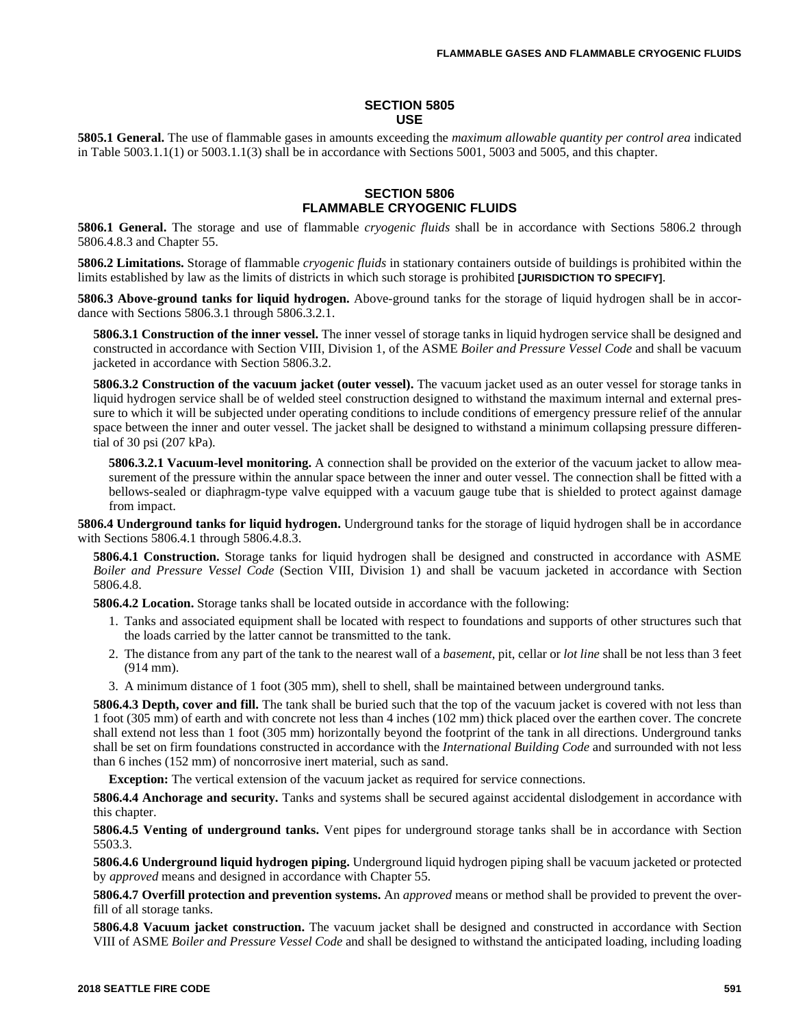## SECTION 5805 USE

**5805.1 General.** The use of flammable gases in amounts exceeding the *maximum allowable quantity per control area* indicated in Table 5003.1.1(1) or 5003.1.1(3) shall be in accordance with Sections 5001, 5003 and 5005, and this chapter.

## SECTION 5806 FLAMMABLE CRYOGENIC FLUIDS

**5806.1 General.** The storage and use of flammable *cryogenic fluids* shall be in accordance with Sections 5806.2 through 5806.4.8.3 and Chapter 55.

**5806.2 Limitations.** Storage of flammable *cryogenic fluids* in stationary containers outside of buildings is prohibited within the limits established by law as the limits of districts in which such storage is prohibited **[JURISDICTION TO SPECIFY]**.

**5806.3 Above-ground tanks for liquid hydrogen.** Above-ground tanks for the storage of liquid hydrogen shall be in accordance with Sections 5806.3.1 through 5806.3.2.1.

**5806.3.1 Construction of the inner vessel.** The inner vessel of storage tanks in liquid hydrogen service shall be designed and constructed in accordance with Section VIII, Division 1, of the ASME *Boiler and Pressure Vessel Code* and shall be vacuum jacketed in accordance with Section 5806.3.2.

**5806.3.2 Construction of the vacuum jacket (outer vessel).** The vacuum jacket used as an outer vessel for storage tanks in liquid hydrogen service shall be of welded steel construction designed to withstand the maximum internal and external pressure to which it will be subjected under operating conditions to include conditions of emergency pressure relief of the annular space between the inner and outer vessel. The jacket shall be designed to withstand a minimum collapsing pressure differential of 30 psi (207 kPa).

**5806.3.2.1 Vacuum-level monitoring.** A connection shall be provided on the exterior of the vacuum jacket to allow measurement of the pressure within the annular space between the inner and outer vessel. The connection shall be fitted with a bellows-sealed or diaphragm-type valve equipped with a vacuum gauge tube that is shielded to protect against damage from impact.

**5806.4 Underground tanks for liquid hydrogen.** Underground tanks for the storage of liquid hydrogen shall be in accordance with Sections 5806.4.1 through 5806.4.8.3.

**5806.4.1 Construction.** Storage tanks for liquid hydrogen shall be designed and constructed in accordance with ASME *Boiler and Pressure Vessel Code* (Section VIII, Division 1) and shall be vacuum jacketed in accordance with Section 5806.4.8.

**5806.4.2 Location.** Storage tanks shall be located outside in accordance with the following:

1. Tanks and associated equipment shall be located with respect to foundations and supports of other structures such that the loads carried by the latter cannot be transmitted to the tank.
2. The distance from any part of the tank to the nearest wall of a *basement*, pit, cellar or *lot line* shall be not less than 3 feet (914 mm).
3. A minimum distance of 1 foot (305 mm), shell to shell, shall be maintained between underground tanks.

**5806.4.3 Depth, cover and fill.** The tank shall be buried such that the top of the vacuum jacket is covered with not less than 1 foot (305 mm) of earth and with concrete not less than 4 inches (102 mm) thick placed over the earthen cover. The concrete shall extend not less than 1 foot (305 mm) horizontally beyond the footprint of the tank in all directions. Underground tanks shall be set on firm foundations constructed in accordance with the *International Building Code* and surrounded with not less than 6 inches (152 mm) of noncorrosive inert material, such as sand.

**Exception:** The vertical extension of the vacuum jacket as required for service connections.

**5806.4.4 Anchorage and security.** Tanks and systems shall be secured against accidental dislodgement in accordance with this chapter.

**5806.4.5 Venting of underground tanks.** Vent pipes for underground storage tanks shall be in accordance with Section 5503.3.

**5806.4.6 Underground liquid hydrogen piping.** Underground liquid hydrogen piping shall be vacuum jacketed or protected by *approved* means and designed in accordance with Chapter 55.

**5806.4.7 Overfill protection and prevention systems.** An *approved* means or method shall be provided to prevent the overfill of all storage tanks.

**5806.4.8 Vacuum jacket construction.** The vacuum jacket shall be designed and constructed in accordance with Section VIII of ASME *Boiler and Pressure Vessel Code* and shall be designed to withstand the anticipated loading, including loading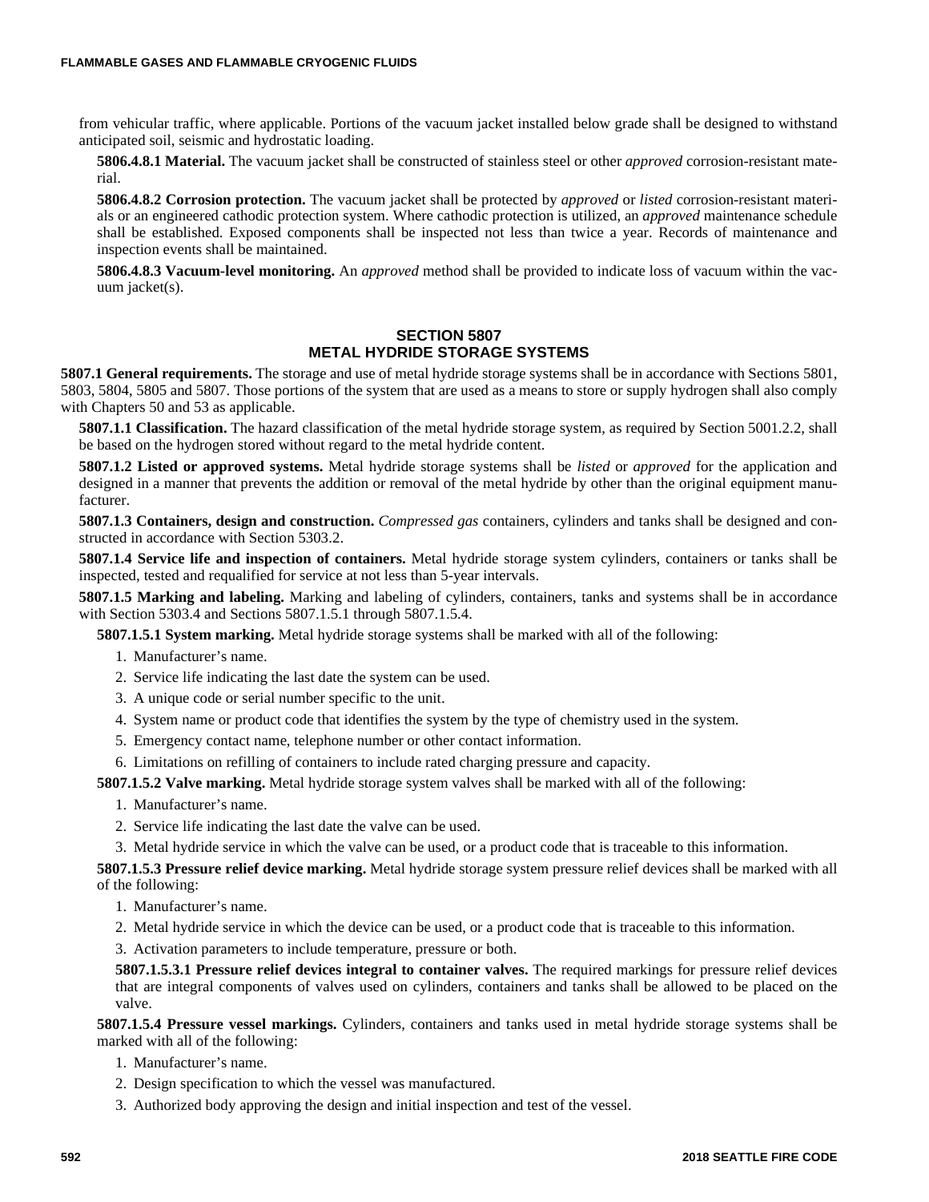from vehicular traffic, where applicable. Portions of the vacuum jacket installed below grade shall be designed to withstand anticipated soil, seismic and hydrostatic loading.

**5806.4.8.1 Material.** The vacuum jacket shall be constructed of stainless steel or other *approved* corrosion-resistant material.

**5806.4.8.2 Corrosion protection.** The vacuum jacket shall be protected by *approved* or *listed* corrosion-resistant materials or an engineered cathodic protection system. Where cathodic protection is utilized, an *approved* maintenance schedule shall be established. Exposed components shall be inspected not less than twice a year. Records of maintenance and inspection events shall be maintained.

**5806.4.8.3 Vacuum-level monitoring.** An *approved* method shall be provided to indicate loss of vacuum within the vacuum jacket(s).

## SECTION 5807
## METAL HYDRIDE STORAGE SYSTEMS

**5807.1 General requirements.** The storage and use of metal hydride storage systems shall be in accordance with Sections 5801, 5803, 5804, 5805 and 5807. Those portions of the system that are used as a means to store or supply hydrogen shall also comply with Chapters 50 and 53 as applicable.

**5807.1.1 Classification.** The hazard classification of the metal hydride storage system, as required by Section 5001.2.2, shall be based on the hydrogen stored without regard to the metal hydride content.

**5807.1.2 Listed or approved systems.** Metal hydride storage systems shall be *listed* or *approved* for the application and designed in a manner that prevents the addition or removal of the metal hydride by other than the original equipment manufacturer.

**5807.1.3 Containers, design and construction.** *Compressed gas* containers, cylinders and tanks shall be designed and constructed in accordance with Section 5303.2.

**5807.1.4 Service life and inspection of containers.** Metal hydride storage system cylinders, containers or tanks shall be inspected, tested and requalified for service at not less than 5-year intervals.

**5807.1.5 Marking and labeling.** Marking and labeling of cylinders, containers, tanks and systems shall be in accordance with Section 5303.4 and Sections 5807.1.5.1 through 5807.1.5.4.

**5807.1.5.1 System marking.** Metal hydride storage systems shall be marked with all of the following:

1. Manufacturer's name.
2. Service life indicating the last date the system can be used.
3. A unique code or serial number specific to the unit.
4. System name or product code that identifies the system by the type of chemistry used in the system.
5. Emergency contact name, telephone number or other contact information.
6. Limitations on refilling of containers to include rated charging pressure and capacity.

**5807.1.5.2 Valve marking.** Metal hydride storage system valves shall be marked with all of the following:

1. Manufacturer's name.
2. Service life indicating the last date the valve can be used.
3. Metal hydride service in which the valve can be used, or a product code that is traceable to this information.

**5807.1.5.3 Pressure relief device marking.** Metal hydride storage system pressure relief devices shall be marked with all of the following:

1. Manufacturer's name.
2. Metal hydride service in which the device can be used, or a product code that is traceable to this information.
3. Activation parameters to include temperature, pressure or both.

**5807.1.5.3.1 Pressure relief devices integral to container valves.** The required markings for pressure relief devices that are integral components of valves used on cylinders, containers and tanks shall be allowed to be placed on the valve.

**5807.1.5.4 Pressure vessel markings.** Cylinders, containers and tanks used in metal hydride storage systems shall be marked with all of the following:

1. Manufacturer's name.
2. Design specification to which the vessel was manufactured.
3. Authorized body approving the design and initial inspection and test of the vessel.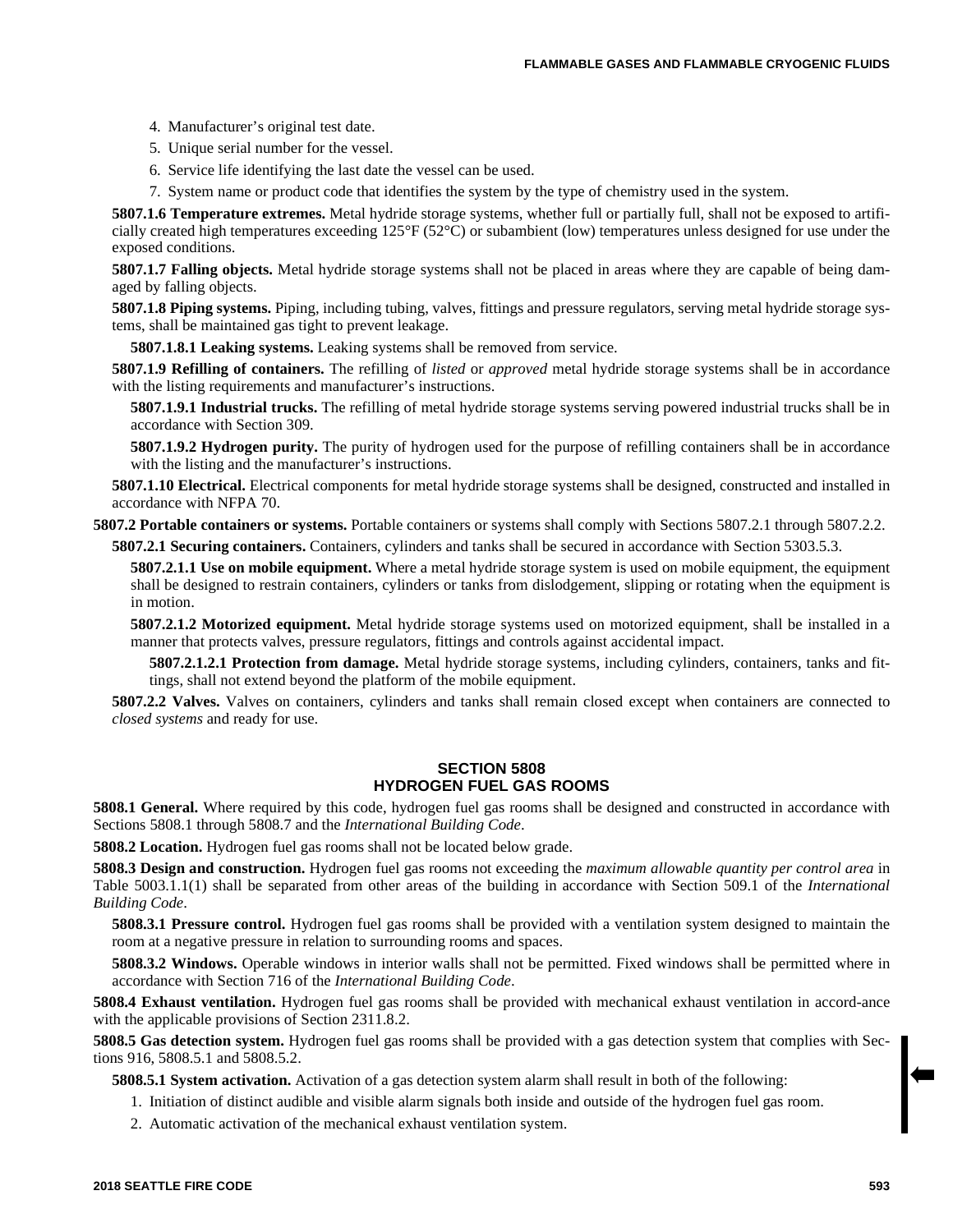4. Manufacturer's original test date.
5. Unique serial number for the vessel.
6. Service life identifying the last date the vessel can be used.
7. System name or product code that identifies the system by the type of chemistry used in the system.

**5807.1.6 Temperature extremes.** Metal hydride storage systems, whether full or partially full, shall not be exposed to artificially created high temperatures exceeding 125°F (52°C) or subambient (low) temperatures unless designed for use under the exposed conditions.

**5807.1.7 Falling objects.** Metal hydride storage systems shall not be placed in areas where they are capable of being damaged by falling objects.

**5807.1.8 Piping systems.** Piping, including tubing, valves, fittings and pressure regulators, serving metal hydride storage systems, shall be maintained gas tight to prevent leakage.

**5807.1.8.1 Leaking systems.** Leaking systems shall be removed from service.

**5807.1.9 Refilling of containers.** The refilling of *listed* or *approved* metal hydride storage systems shall be in accordance with the listing requirements and manufacturer's instructions.

**5807.1.9.1 Industrial trucks.** The refilling of metal hydride storage systems serving powered industrial trucks shall be in accordance with Section 309.

**5807.1.9.2 Hydrogen purity.** The purity of hydrogen used for the purpose of refilling containers shall be in accordance with the listing and the manufacturer's instructions.

**5807.1.10 Electrical.** Electrical components for metal hydride storage systems shall be designed, constructed and installed in accordance with NFPA 70.

**5807.2 Portable containers or systems.** Portable containers or systems shall comply with Sections 5807.2.1 through 5807.2.2.

**5807.2.1 Securing containers.** Containers, cylinders and tanks shall be secured in accordance with Section 5303.5.3.

**5807.2.1.1 Use on mobile equipment.** Where a metal hydride storage system is used on mobile equipment, the equipment shall be designed to restrain containers, cylinders or tanks from dislodgement, slipping or rotating when the equipment is in motion.

**5807.2.1.2 Motorized equipment.** Metal hydride storage systems used on motorized equipment, shall be installed in a manner that protects valves, pressure regulators, fittings and controls against accidental impact.

**5807.2.1.2.1 Protection from damage.** Metal hydride storage systems, including cylinders, containers, tanks and fittings, shall not extend beyond the platform of the mobile equipment.

**5807.2.2 Valves.** Valves on containers, cylinders and tanks shall remain closed except when containers are connected to *closed systems* and ready for use.

## SECTION 5808 HYDROGEN FUEL GAS ROOMS

**5808.1 General.** Where required by this code, hydrogen fuel gas rooms shall be designed and constructed in accordance with Sections 5808.1 through 5808.7 and the *International Building Code*.

**5808.2 Location.** Hydrogen fuel gas rooms shall not be located below grade.

**5808.3 Design and construction.** Hydrogen fuel gas rooms not exceeding the *maximum allowable quantity per control area* in Table 5003.1.1(1) shall be separated from other areas of the building in accordance with Section 509.1 of the *International Building Code*.

**5808.3.1 Pressure control.** Hydrogen fuel gas rooms shall be provided with a ventilation system designed to maintain the room at a negative pressure in relation to surrounding rooms and spaces.

**5808.3.2 Windows.** Operable windows in interior walls shall not be permitted. Fixed windows shall be permitted where in accordance with Section 716 of the *International Building Code*.

**5808.4 Exhaust ventilation.** Hydrogen fuel gas rooms shall be provided with mechanical exhaust ventilation in accord-ance with the applicable provisions of Section 2311.8.2.

**5808.5 Gas detection system.** Hydrogen fuel gas rooms shall be provided with a gas detection system that complies with Sections 916, 5808.5.1 and 5808.5.2.

**5808.5.1 System activation.** Activation of a gas detection system alarm shall result in both of the following:

1. Initiation of distinct audible and visible alarm signals both inside and outside of the hydrogen fuel gas room.
2. Automatic activation of the mechanical exhaust ventilation system.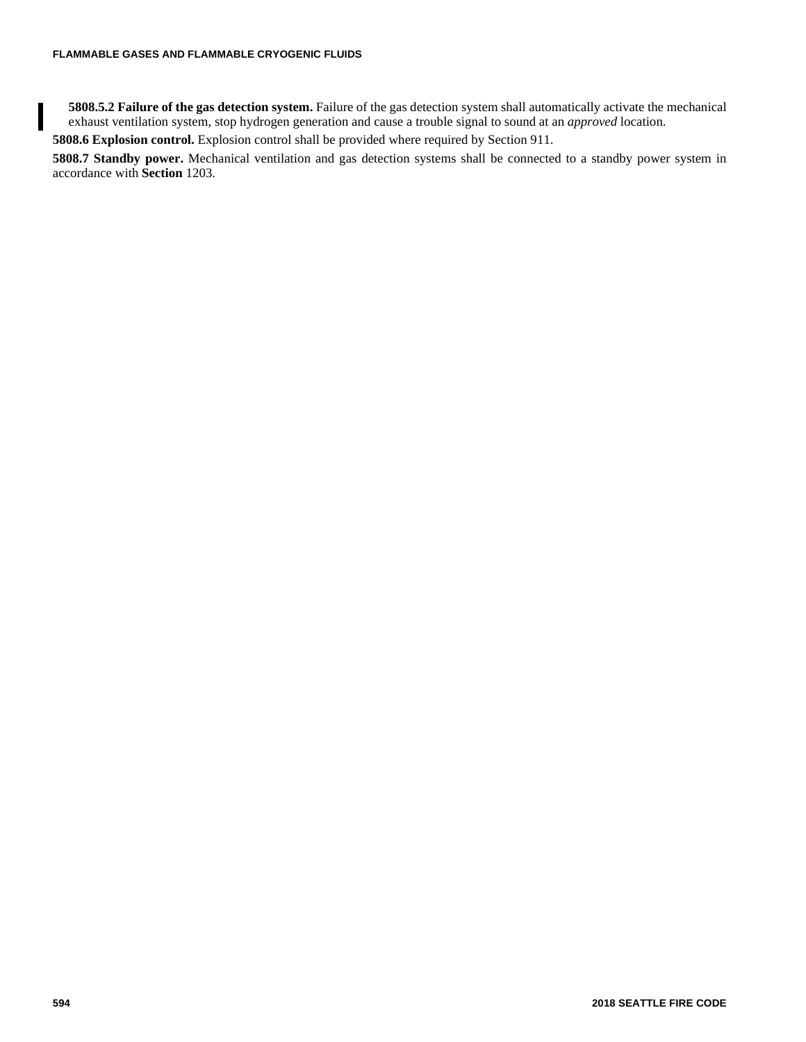**5808.5.2 Failure of the gas detection system.** Failure of the gas detection system shall automatically activate the mechanical exhaust ventilation system, stop hydrogen generation and cause a trouble signal to sound at an *approved* location.

**5808.6 Explosion control.** Explosion control shall be provided where required by Section 911.

**5808.7 Standby power.** Mechanical ventilation and gas detection systems shall be connected to a standby power system in accordance with **Section** 1203.